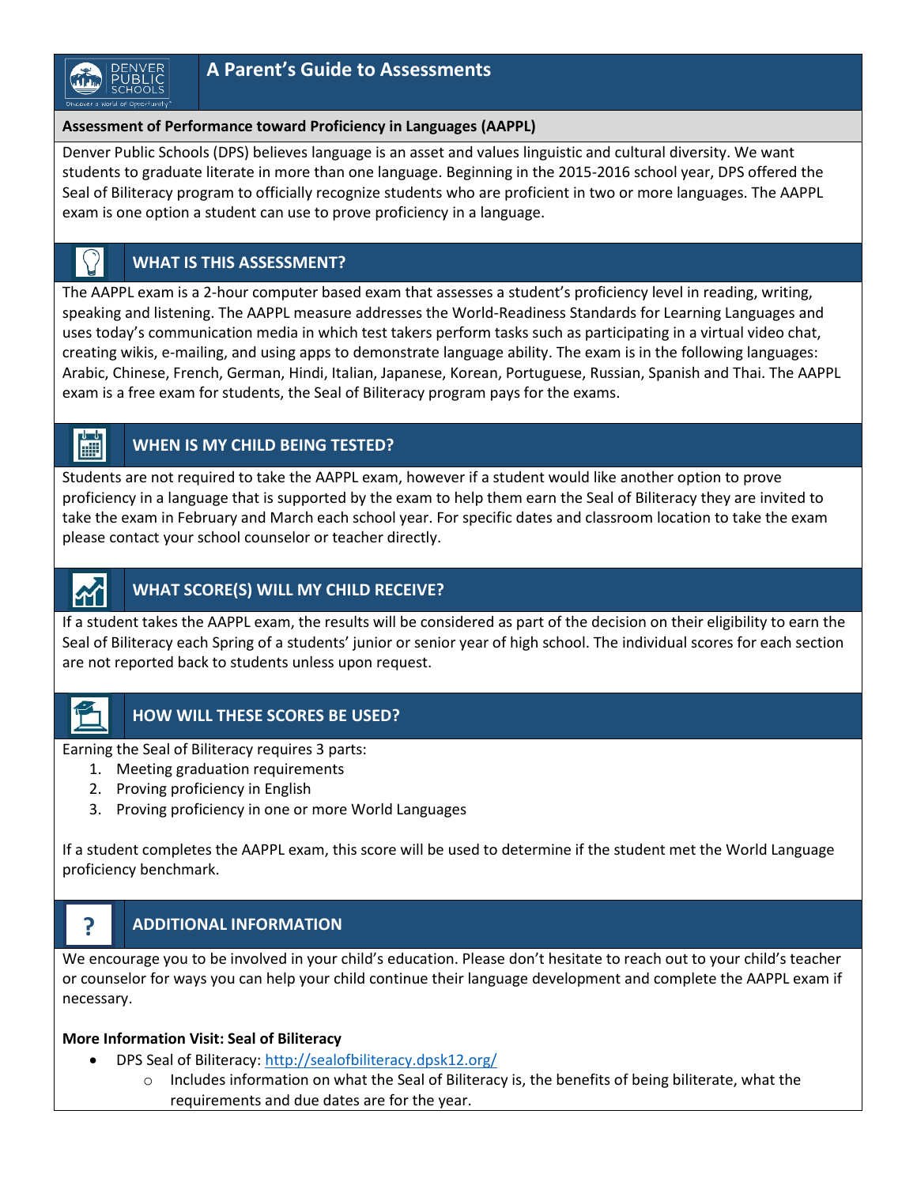# A Parent's Guide to Assessments

**Assessment of Performance toward Proficiency in Languages (AAPPL)**

Denver Public Schools (DPS) believes language is an asset and values linguistic and cultural diversity. We want students to graduate literate in more than one language. Beginning in the 2015-2016 school year, DPS offered the Seal of Biliteracy program to officially recognize students who are proficient in two or more languages. The AAPPL exam is one option a student can use to prove proficiency in a language.

## WHAT IS THIS ASSESSMENT?

The AAPPL exam is a 2-hour computer based exam that assesses a student's proficiency level in reading, writing, speaking and listening. The AAPPL measure addresses the World-Readiness Standards for Learning Languages and uses today's communication media in which test takers perform tasks such as participating in a virtual video chat, creating wikis, e-mailing, and using apps to demonstrate language ability. The exam is in the following languages: Arabic, Chinese, French, German, Hindi, Italian, Japanese, Korean, Portuguese, Russian, Spanish and Thai. The AAPPL exam is a free exam for students, the Seal of Biliteracy program pays for the exams.

## WHEN IS MY CHILD BEING TESTED?

Students are not required to take the AAPPL exam, however if a student would like another option to prove proficiency in a language that is supported by the exam to help them earn the Seal of Biliteracy they are invited to take the exam in February and March each school year. For specific dates and classroom location to take the exam please contact your school counselor or teacher directly.

## WHAT SCORE(S) WILL MY CHILD RECEIVE?

If a student takes the AAPPL exam, the results will be considered as part of the decision on their eligibility to earn the Seal of Biliteracy each Spring of a students' junior or senior year of high school. The individual scores for each section are not reported back to students unless upon request.

## HOW WILL THESE SCORES BE USED?

Earning the Seal of Biliteracy requires 3 parts:

1. Meeting graduation requirements
2. Proving proficiency in English
3. Proving proficiency in one or more World Languages

If a student completes the AAPPL exam, this score will be used to determine if the student met the World Language proficiency benchmark.

## ADDITIONAL INFORMATION

We encourage you to be involved in your child's education. Please don't hesitate to reach out to your child's teacher or counselor for ways you can help your child continue their language development and complete the AAPPL exam if necessary.

**More Information Visit: Seal of Biliteracy**

- DPS Seal of Biliteracy: http://sealofbiliteracy.dpsk12.org/
    - Includes information on what the Seal of Biliteracy is, the benefits of being biliterate, what the requirements and due dates are for the year.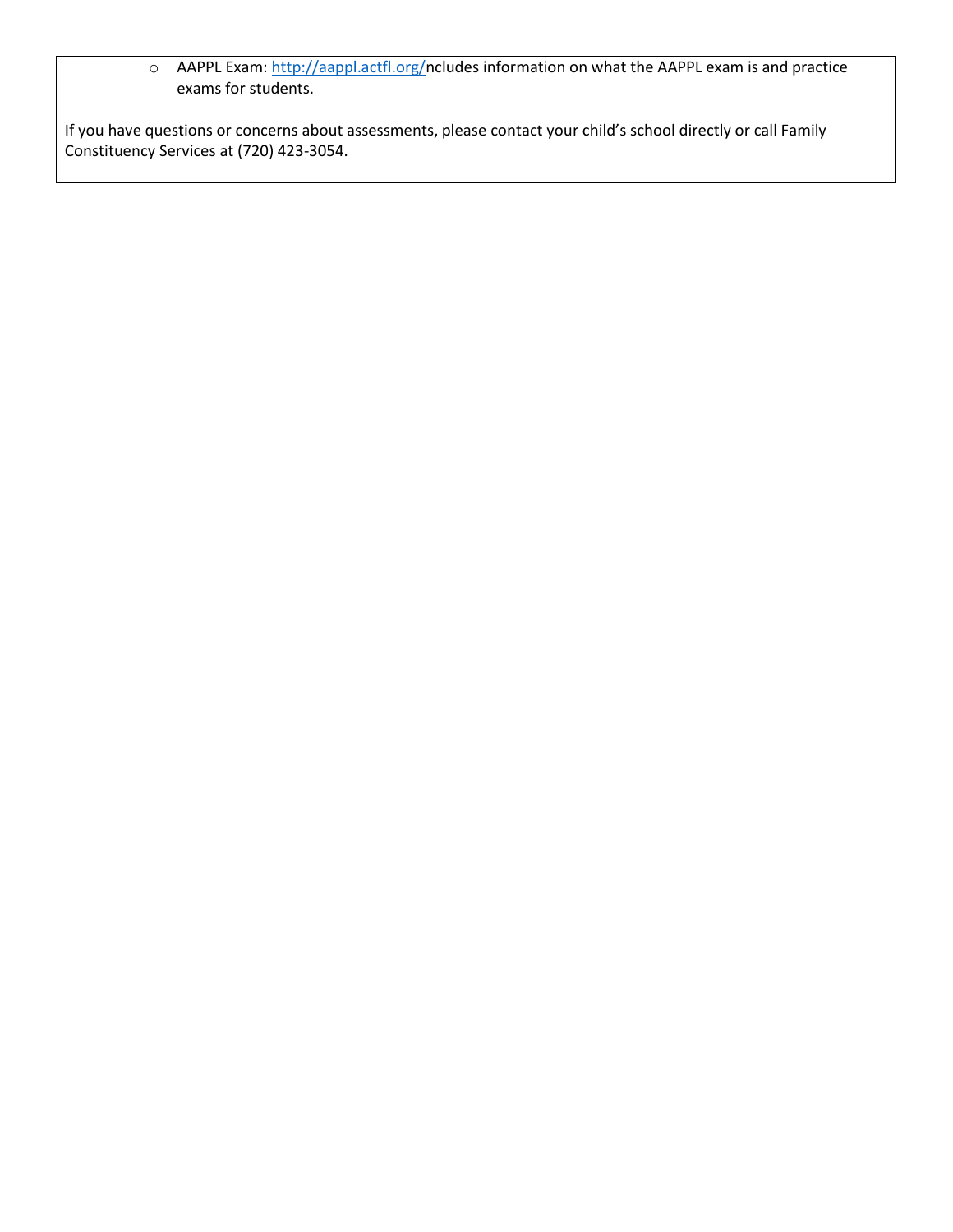- AAPPL Exam: http://aappl.actfl.org/ncludes information on what the AAPPL exam is and practice exams for students.

If you have questions or concerns about assessments, please contact your child's school directly or call Family Constituency Services at (720) 423-3054.